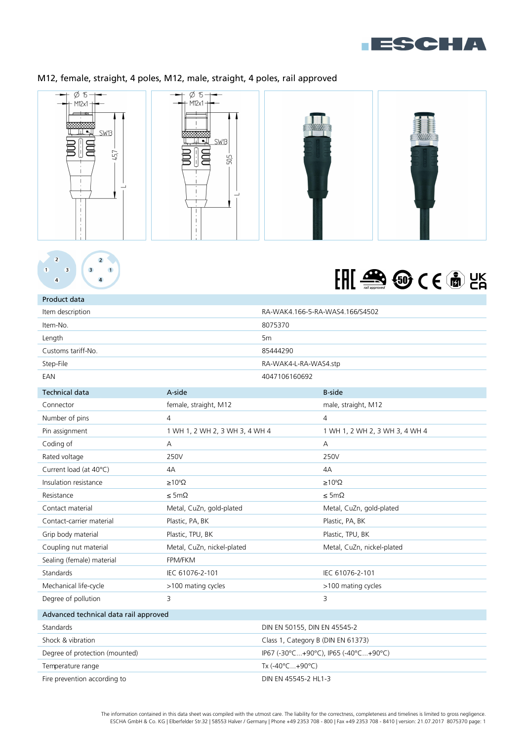# M12, female, straight, 4 poles, M12, male, straight, 4 poles, rail approved

| Product data | |
|---|---|
| Item description | RA-WAK4.166-5-RA-WAS4.166/S4502 |
| Item-No. | 8075370 |
| Length | 5m |
| Customs tariff-No. | 85444290 |
| Step-File | RA-WAK4-L-RA-WAS4.stp |
| EAN | 4047106160692 |

| Technical data | A-side | B-side |
|---|---|---|
| Connector | female, straight, M12 | male, straight, M12 |
| Number of pins | 4 | 4 |
| Pin assignment | 1 WH 1, 2 WH 2, 3 WH 3, 4 WH 4 | 1 WH 1, 2 WH 2, 3 WH 3, 4 WH 4 |
| Coding of | A | A |
| Rated voltage | 250V | 250V |
| Current load (at 40°C) | 4A | 4A |
| Insulation resistance | $\geq 10^8 \Omega$ | $\geq 10^8 \Omega$ |
| Resistance | ≤ 5mΩ | ≤ 5mΩ |
| Contact material | Metal, CuZn, gold-plated | Metal, CuZn, gold-plated |
| Contact-carrier material | Plastic, PA, BK | Plastic, PA, BK |
| Grip body material | Plastic, TPU, BK | Plastic, TPU, BK |
| Coupling nut material | Metal, CuZn, nickel-plated | Metal, CuZn, nickel-plated |
| Sealing (female) material | FPM/FKM | |
| Standards | IEC 61076-2-101 | IEC 61076-2-101 |
| Mechanical life-cycle | >100 mating cycles | >100 mating cycles |
| Degree of pollution | 3 | 3 |

| Advanced technical data rail approved | |
|---|---|
| Standards | DIN EN 50155, DIN EN 45545-2 |
| Shock & vibration | Class 1, Category B (DIN EN 61373) |
| Degree of protection (mounted) | IP67 (-30°C...+90°C), IP65 (-40°C...+90°C) |
| Temperature range | Tx (-40°C...+90°C) |
| Fire prevention according to | DIN EN 45545-2 HL1-3 |

The information contained in this data sheet was compiled with the utmost care. The liability for the correctness, completeness and timelines is limited to gross negligence.
ESCHA GmbH & Co. KG | Elberfelder Str.32 | 58553 Halver / Germany | Phone +49 2353 708 - 800 | Fax +49 2353 708 - 8410 | version: 21.07.2017 8075370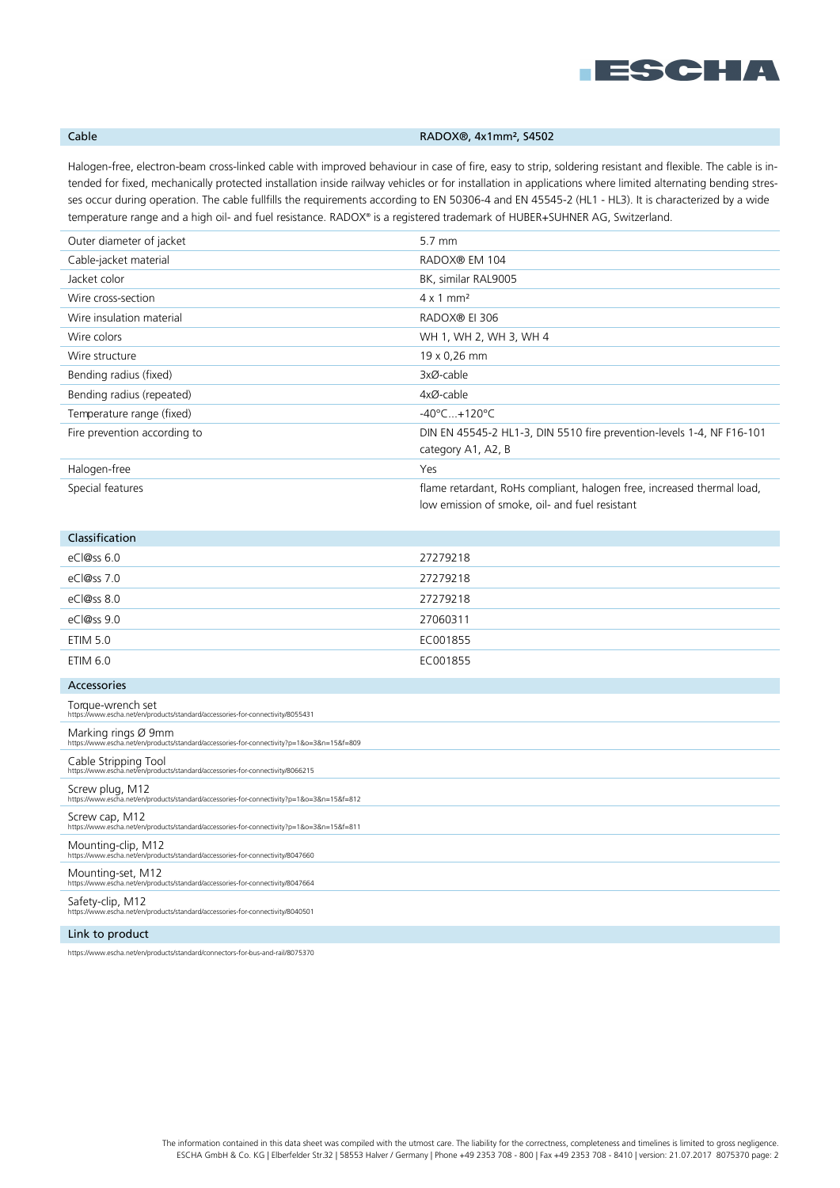| Cable | RADOX®, 4x1mm², S4502 |
|---|---|

Halogen-free, electron-beam cross-linked cable with improved behaviour in case of fire, easy to strip, soldering resistant and flexible. The cable is intended for fixed, mechanically protected installation inside railway vehicles or for installation in applications where limited alternating bending stresses occur during operation. The cable fullfills the requirements according to EN 50306-4 and EN 45545-2 (HL1 - HL3). It is characterized by a wide temperature range and a high oil- and fuel resistance. RADOX® is a registered trademark of HUBER+SUHNER AG, Switzerland.

| | |
|---|---|
| Outer diameter of jacket | 5.7 mm |
| Cable-jacket material | RADOX® EM 104 |
| Jacket color | BK, similar RAL9005 |
| Wire cross-section | 4 x 1 mm² |
| Wire insulation material | RADOX® EI 306 |
| Wire colors | WH 1, WH 2, WH 3, WH 4 |
| Wire structure | 19 x 0,26 mm |
| Bending radius (fixed) | 3xØ-cable |
| Bending radius (repeated) | 4xØ-cable |
| Temperature range (fixed) | -40°C...+120°C |
| Fire prevention according to | DIN EN 45545-2 HL1-3, DIN 5510 fire prevention-levels 1-4, NF F16-101 category A1, A2, B |
| Halogen-free | Yes |
| Special features | flame retardant, RoHs compliant, halogen free, increased thermal load, low emission of smoke, oil- and fuel resistant |

## Classification

| | |
|---|---|
| eCl@ss 6.0 | 27279218 |
| eCl@ss 7.0 | 27279218 |
| eCl@ss 8.0 | 27279218 |
| eCl@ss 9.0 | 27060311 |
| ETIM 5.0 | EC001855 |
| ETIM 6.0 | EC001855 |

## Accessories

Torque-wrench set
https://www.escha.net/en/products/standard/accessories-for-connectivity/8055431

Marking rings Ø 9mm
https://www.escha.net/en/products/standard/accessories-for-connectivity?p=1&o=3&n=15&f=809

Cable Stripping Tool
https://www.escha.net/en/products/standard/accessories-for-connectivity/8066215

Screw plug, M12
https://www.escha.net/en/products/standard/accessories-for-connectivity?p=1&o=3&n=15&f=812

Screw cap, M12
https://www.escha.net/en/products/standard/accessories-for-connectivity?p=1&o=3&n=15&f=811

Mounting-clip, M12
https://www.escha.net/en/products/standard/accessories-for-connectivity/8047660

Mounting-set, M12
https://www.escha.net/en/products/standard/accessories-for-connectivity/8047664

Safety-clip, M12
https://www.escha.net/en/products/standard/accessories-for-connectivity/8040501

## Link to product

https://www.escha.net/en/products/standard/connectors-for-bus-and-rail/8075370

The information contained in this data sheet was compiled with the utmost care. The liability for the correctness, completeness and timelines is limited to gross negligence.
ESCHA GmbH & Co. KG | Elberfelder Str.32 | 58553 Halver / Germany | Phone +49 2353 708 - 800 | Fax +49 2353 708 - 8410 | version: 21.07.2017 8075370